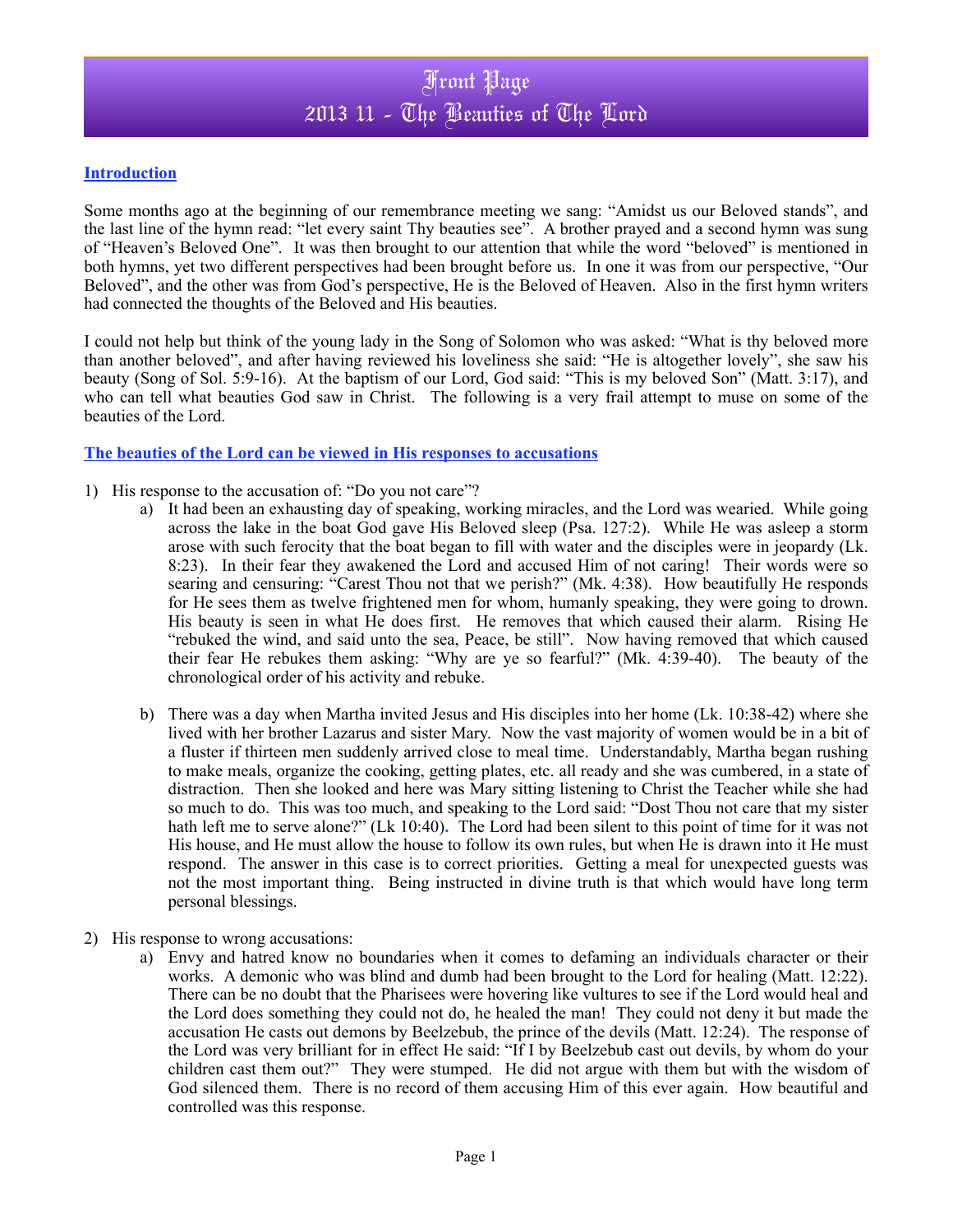# Front Page
## 2013 11 - The Beauties of The Lord

**Introduction**

Some months ago at the beginning of our remembrance meeting we sang: "Amidst us our Beloved stands", and the last line of the hymn read: "let every saint Thy beauties see". A brother prayed and a second hymn was sung of "Heaven's Beloved One". It was then brought to our attention that while the word "beloved" is mentioned in both hymns, yet two different perspectives had been brought before us. In one it was from our perspective, "Our Beloved", and the other was from God's perspective, He is the Beloved of Heaven. Also in the first hymn writers had connected the thoughts of the Beloved and His beauties.

I could not help but think of the young lady in the Song of Solomon who was asked: "What is thy beloved more than another beloved", and after having reviewed his loveliness she said: "He is altogether lovely", she saw his beauty (Song of Sol. 5:9-16). At the baptism of our Lord, God said: "This is my beloved Son" (Matt. 3:17), and who can tell what beauties God saw in Christ. The following is a very frail attempt to muse on some of the beauties of the Lord.

**The beauties of the Lord can be viewed in His responses to accusations**

1) His response to the accusation of: "Do you not care"?
    a) It had been an exhausting day of speaking, working miracles, and the Lord was wearied. While going across the lake in the boat God gave His Beloved sleep (Psa. 127:2). While He was asleep a storm arose with such ferocity that the boat began to fill with water and the disciples were in jeopardy (Lk. 8:23). In their fear they awakened the Lord and accused Him of not caring! Their words were so searing and censuring: "Carest Thou not that we perish?" (Mk. 4:38). How beautifully He responds for He sees them as twelve frightened men for whom, humanly speaking, they were going to drown. His beauty is seen in what He does first. He removes that which caused their alarm. Rising He "rebuked the wind, and said unto the sea, Peace, be still". Now having removed that which caused their fear He rebukes them asking: "Why are ye so fearful?" (Mk. 4:39-40). The beauty of the chronological order of his activity and rebuke.

    b) There was a day when Martha invited Jesus and His disciples into her home (Lk. 10:38-42) where she lived with her brother Lazarus and sister Mary. Now the vast majority of women would be in a bit of a fluster if thirteen men suddenly arrived close to meal time. Understandably, Martha began rushing to make meals, organize the cooking, getting plates, etc. all ready and she was cumbered, in a state of distraction. Then she looked and here was Mary sitting listening to Christ the Teacher while she had so much to do. This was too much, and speaking to the Lord said: "Dost Thou not care that my sister hath left me to serve alone?" (Lk 10:40). The Lord had been silent to this point of time for it was not His house, and He must allow the house to follow its own rules, but when He is drawn into it He must respond. The answer in this case is to correct priorities. Getting a meal for unexpected guests was not the most important thing. Being instructed in divine truth is that which would have long term personal blessings.

2) His response to wrong accusations:
    a) Envy and hatred know no boundaries when it comes to defaming an individuals character or their works. A demonic who was blind and dumb had been brought to the Lord for healing (Matt. 12:22). There can be no doubt that the Pharisees were hovering like vultures to see if the Lord would heal and the Lord does something they could not do, he healed the man! They could not deny it but made the accusation He casts out demons by Beelzebub, the prince of the devils (Matt. 12:24). The response of the Lord was very brilliant for in effect He said: "If I by Beelzebub cast out devils, by whom do your children cast them out?" They were stumped. He did not argue with them but with the wisdom of God silenced them. There is no record of them accusing Him of this ever again. How beautiful and controlled was this response.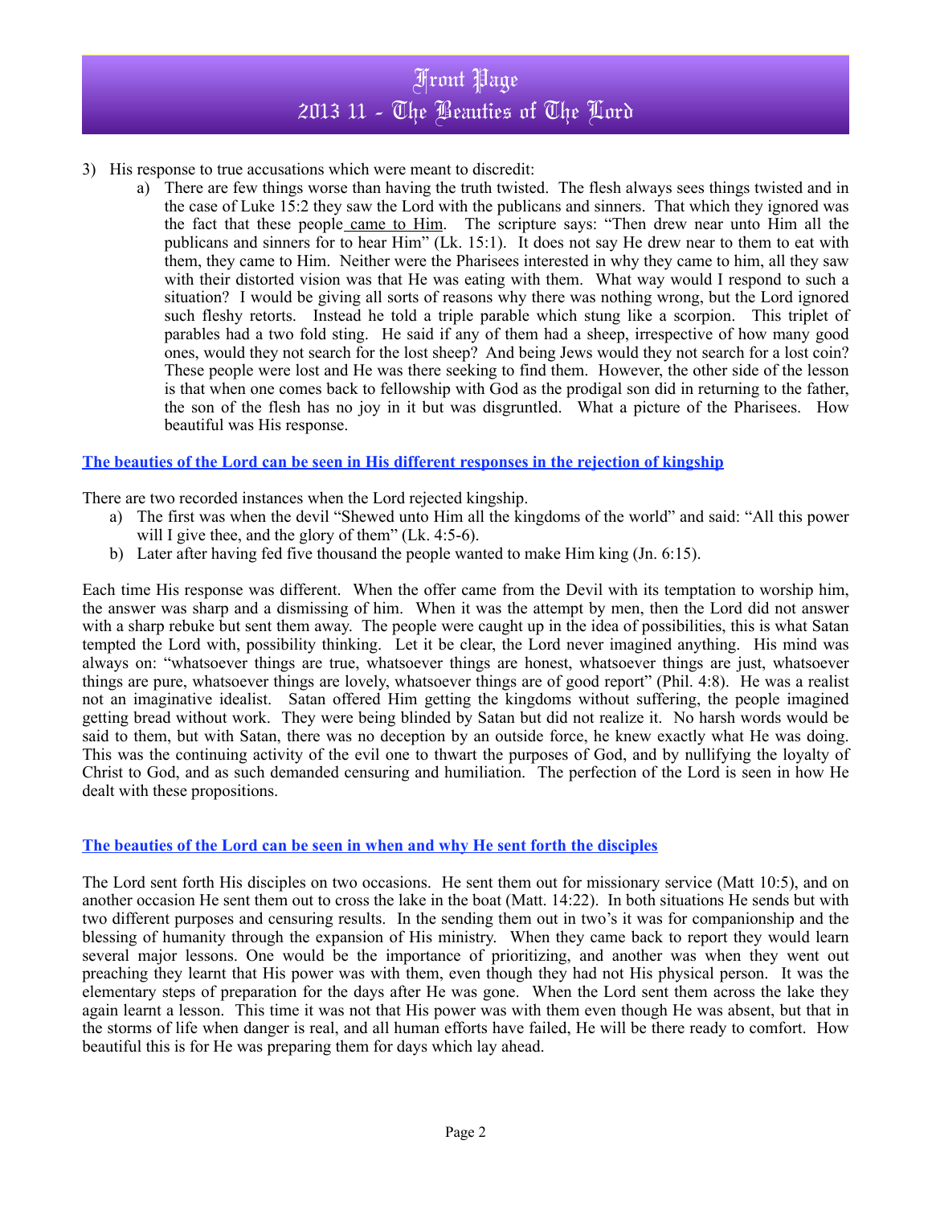3) His response to true accusations which were meant to discredit:
    a) There are few things worse than having the truth twisted. The flesh always sees things twisted and in the case of Luke 15:2 they saw the Lord with the publicans and sinners. That which they ignored was the fact that these people came to Him. The scripture says: "Then drew near unto Him all the publicans and sinners for to hear Him" (Lk. 15:1). It does not say He drew near to them to eat with them, they came to Him. Neither were the Pharisees interested in why they came to him, all they saw with their distorted vision was that He was eating with them. What way would I respond to such a situation? I would be giving all sorts of reasons why there was nothing wrong, but the Lord ignored such fleshy retorts. Instead he told a triple parable which stung like a scorpion. This triplet of parables had a two fold sting. He said if any of them had a sheep, irrespective of how many good ones, would they not search for the lost sheep? And being Jews would they not search for a lost coin? These people were lost and He was there seeking to find them. However, the other side of the lesson is that when one comes back to fellowship with God as the prodigal son did in returning to the father, the son of the flesh has no joy in it but was disgruntled. What a picture of the Pharisees. How beautiful was His response.

## The beauties of the Lord can be seen in His different responses in the rejection of kingship

There are two recorded instances when the Lord rejected kingship.

a) The first was when the devil "Shewed unto Him all the kingdoms of the world" and said: "All this power will I give thee, and the glory of them" (Lk. 4:5-6).
b) Later after having fed five thousand the people wanted to make Him king (Jn. 6:15).

Each time His response was different. When the offer came from the Devil with its temptation to worship him, the answer was sharp and a dismissing of him. When it was the attempt by men, then the Lord did not answer with a sharp rebuke but sent them away. The people were caught up in the idea of possibilities, this is what Satan tempted the Lord with, possibility thinking. Let it be clear, the Lord never imagined anything. His mind was always on: "whatsoever things are true, whatsoever things are honest, whatsoever things are just, whatsoever things are pure, whatsoever things are lovely, whatsoever things are of good report" (Phil. 4:8). He was a realist not an imaginative idealist. Satan offered Him getting the kingdoms without suffering, the people imagined getting bread without work. They were being blinded by Satan but did not realize it. No harsh words would be said to them, but with Satan, there was no deception by an outside force, he knew exactly what He was doing. This was the continuing activity of the evil one to thwart the purposes of God, and by nullifying the loyalty of Christ to God, and as such demanded censuring and humiliation. The perfection of the Lord is seen in how He dealt with these propositions.

## The beauties of the Lord can be seen in when and why He sent forth the disciples

The Lord sent forth His disciples on two occasions. He sent them out for missionary service (Matt 10:5), and on another occasion He sent them out to cross the lake in the boat (Matt. 14:22). In both situations He sends but with two different purposes and censuring results. In the sending them out in two's it was for companionship and the blessing of humanity through the expansion of His ministry. When they came back to report they would learn several major lessons. One would be the importance of prioritizing, and another was when they went out preaching they learnt that His power was with them, even though they had not His physical person. It was the elementary steps of preparation for the days after He was gone. When the Lord sent them across the lake they again learnt a lesson. This time it was not that His power was with them even though He was absent, but that in the storms of life when danger is real, and all human efforts have failed, He will be there ready to comfort. How beautiful this is for He was preparing them for days which lay ahead.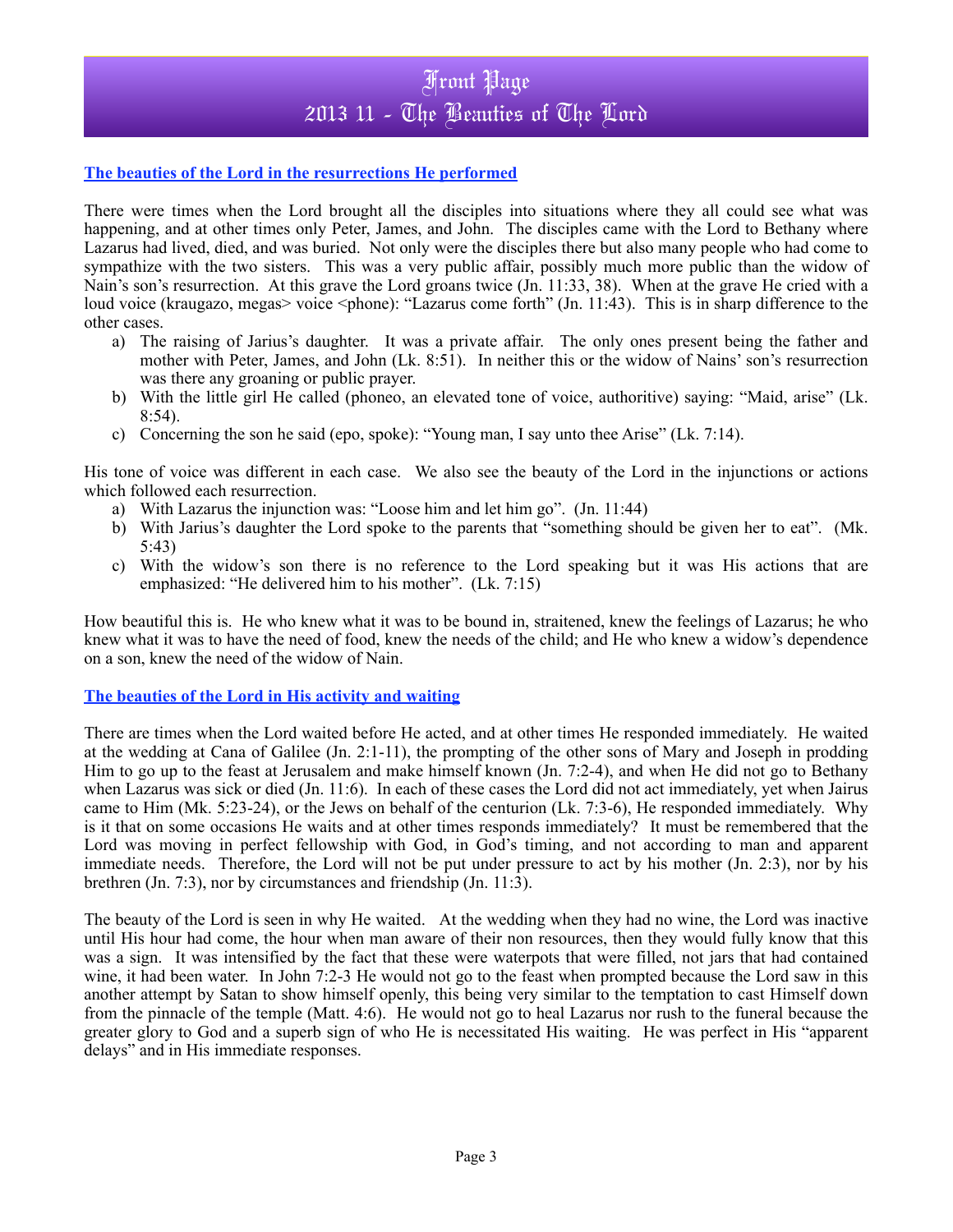# Front Page
## 2013 11 - The Beauties of The Lord

### The beauties of the Lord in the resurrections He performed

There were times when the Lord brought all the disciples into situations where they all could see what was happening, and at other times only Peter, James, and John. The disciples came with the Lord to Bethany where Lazarus had lived, died, and was buried. Not only were the disciples there but also many people who had come to sympathize with the two sisters. This was a very public affair, possibly much more public than the widow of Nain's son's resurrection. At this grave the Lord groans twice (Jn. 11:33, 38). When at the grave He cried with a loud voice (kraugazo, megas> voice <phone): "Lazarus come forth" (Jn. 11:43). This is in sharp difference to the other cases.

a) The raising of Jarius's daughter. It was a private affair. The only ones present being the father and mother with Peter, James, and John (Lk. 8:51). In neither this or the widow of Nains' son's resurrection was there any groaning or public prayer.
b) With the little girl He called (phoneo, an elevated tone of voice, authoritive) saying: "Maid, arise" (Lk. 8:54).
c) Concerning the son he said (epo, spoke): "Young man, I say unto thee Arise" (Lk. 7:14).

His tone of voice was different in each case. We also see the beauty of the Lord in the injunctions or actions which followed each resurrection.

a) With Lazarus the injunction was: "Loose him and let him go". (Jn. 11:44)
b) With Jarius's daughter the Lord spoke to the parents that "something should be given her to eat". (Mk. 5:43)
c) With the widow's son there is no reference to the Lord speaking but it was His actions that are emphasized: "He delivered him to his mother". (Lk. 7:15)

How beautiful this is. He who knew what it was to be bound in, straitened, knew the feelings of Lazarus; he who knew what it was to have the need of food, knew the needs of the child; and He who knew a widow's dependence on a son, knew the need of the widow of Nain.

### The beauties of the Lord in His activity and waiting

There are times when the Lord waited before He acted, and at other times He responded immediately. He waited at the wedding at Cana of Galilee (Jn. 2:1-11), the prompting of the other sons of Mary and Joseph in prodding Him to go up to the feast at Jerusalem and make himself known (Jn. 7:2-4), and when He did not go to Bethany when Lazarus was sick or died (Jn. 11:6). In each of these cases the Lord did not act immediately, yet when Jairus came to Him (Mk. 5:23-24), or the Jews on behalf of the centurion (Lk. 7:3-6), He responded immediately. Why is it that on some occasions He waits and at other times responds immediately? It must be remembered that the Lord was moving in perfect fellowship with God, in God's timing, and not according to man and apparent immediate needs. Therefore, the Lord will not be put under pressure to act by his mother (Jn. 2:3), nor by his brethren (Jn. 7:3), nor by circumstances and friendship (Jn. 11:3).

The beauty of the Lord is seen in why He waited. At the wedding when they had no wine, the Lord was inactive until His hour had come, the hour when man aware of their non resources, then they would fully know that this was a sign. It was intensified by the fact that these were waterpots that were filled, not jars that had contained wine, it had been water. In John 7:2-3 He would not go to the feast when prompted because the Lord saw in this another attempt by Satan to show himself openly, this being very similar to the temptation to cast Himself down from the pinnacle of the temple (Matt. 4:6). He would not go to heal Lazarus nor rush to the funeral because the greater glory to God and a superb sign of who He is necessitated His waiting. He was perfect in His "apparent delays" and in His immediate responses.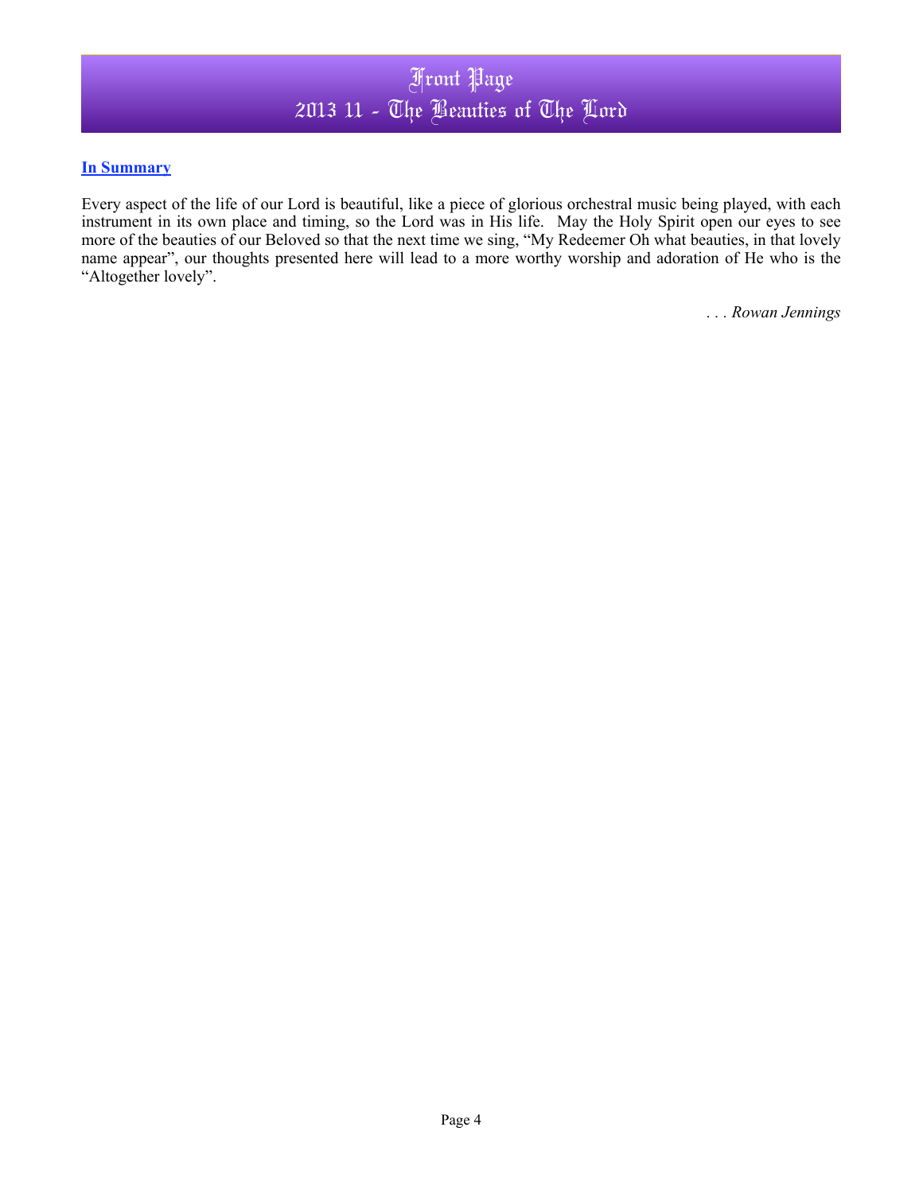# Front Page
## 2013 11 - The Beauties of The Lord

**In Summary**

Every aspect of the life of our Lord is beautiful, like a piece of glorious orchestral music being played, with each instrument in its own place and timing, so the Lord was in His life. May the Holy Spirit open our eyes to see more of the beauties of our Beloved so that the next time we sing, "My Redeemer Oh what beauties, in that lovely name appear", our thoughts presented here will lead to a more worthy worship and adoration of He who is the "Altogether lovely".

. . . *Rowan Jennings*